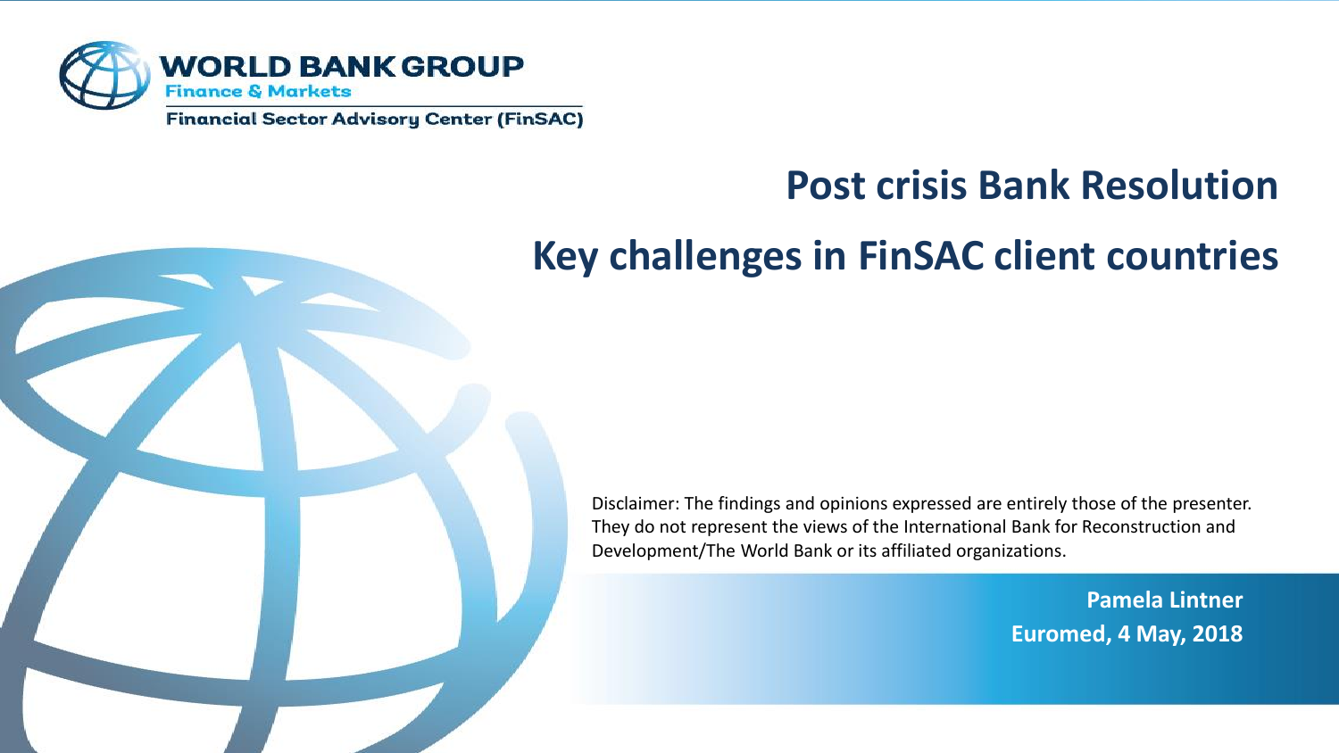WORLD BANK GROUP
Finance & Markets
Financial Sector Advisory Center (FinSAC)

# Post crisis Bank Resolution

# Key challenges in FinSAC client countries

Disclaimer: The findings and opinions expressed are entirely those of the presenter. They do not represent the views of the International Bank for Reconstruction and Development/The World Bank or its affiliated organizations.

**Pamela Lintner**
**Euromed, 4 May, 2018**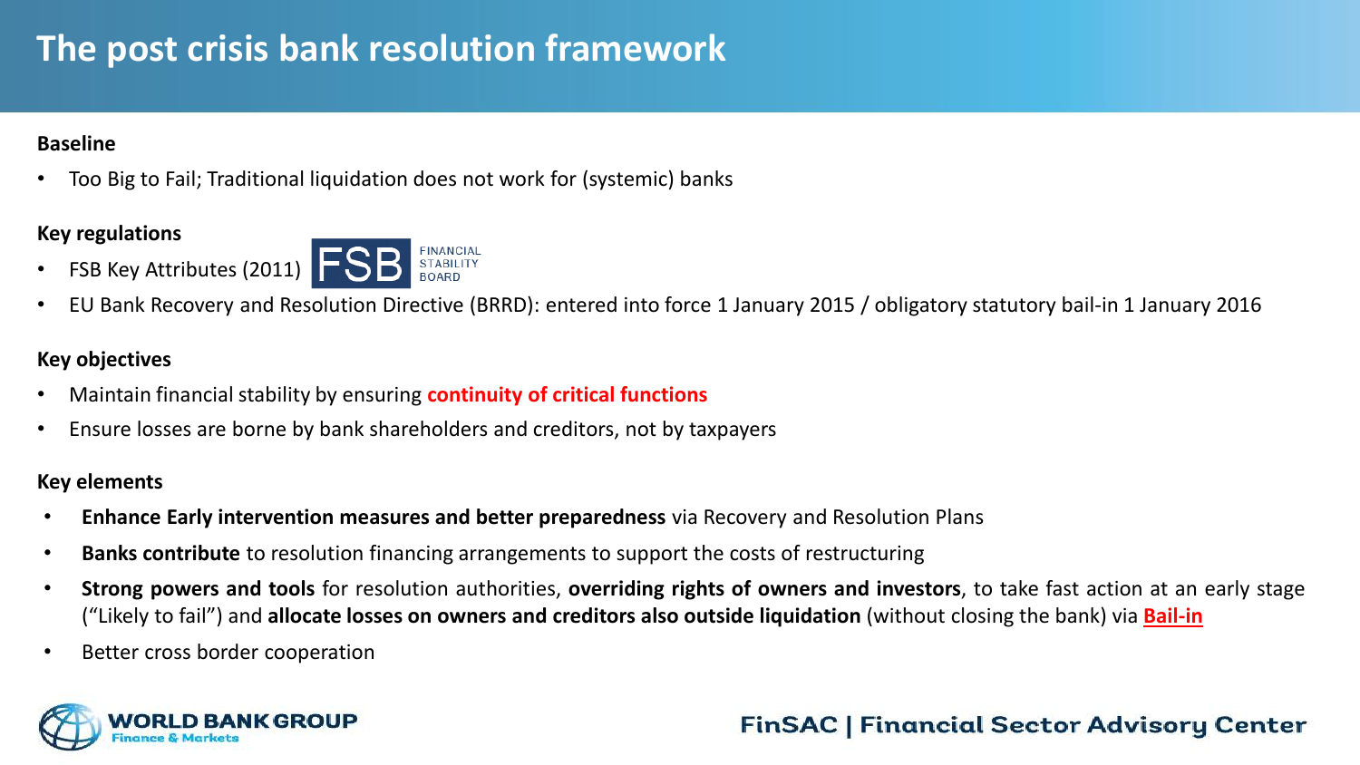# The post crisis bank resolution framework

**Baseline**

- Too Big to Fail; Traditional liquidation does not work for (systemic) banks

**Key regulations**

- FSB Key Attributes (2011) FSB FINANCIAL STABILITY BOARD
- EU Bank Recovery and Resolution Directive (BRRD): entered into force 1 January 2015 / obligatory statutory bail-in 1 January 2016

**Key objectives**

- Maintain financial stability by ensuring **continuity of critical functions**
- Ensure losses are borne by bank shareholders and creditors, not by taxpayers

**Key elements**

- **Enhance Early intervention measures and better preparedness** via Recovery and Resolution Plans
- **Banks contribute** to resolution financing arrangements to support the costs of restructuring
- **Strong powers and tools** for resolution authorities, **overriding rights of owners and investors**, to take fast action at an early stage ("Likely to fail") and **allocate losses on owners and creditors also outside liquidation** (without closing the bank) via **Bail-in**
- Better cross border cooperation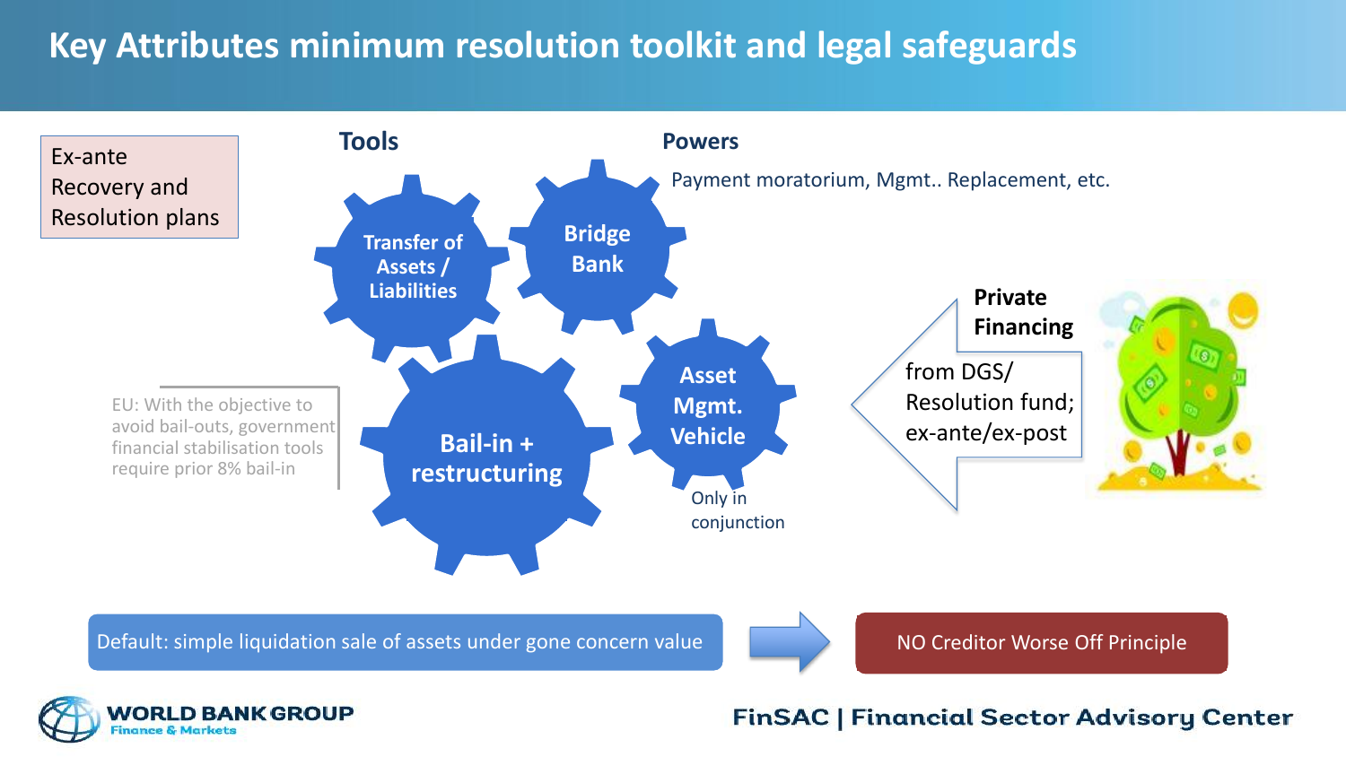# Key Attributes minimum resolution toolkit and legal safeguards

Ex-ante Recovery and Resolution plans

**Tools**

- Transfer of Assets / Liabilities
- Bridge Bank
- Bail-in + restructuring
- Asset Mgmt. Vehicle
  - Only in conjunction

**Powers**

Payment moratorium, Mgmt.. Replacement, etc.

EU: With the objective to avoid bail-outs, government financial stabilisation tools require prior 8% bail-in

**Private Financing**

from DGS/ Resolution fund; ex-ante/ex-post

Default: simple liquidation sale of assets under gone concern value → NO Creditor Worse Off Principle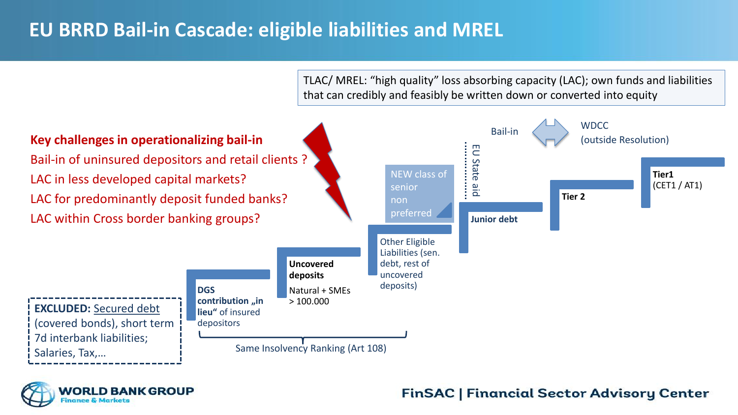# EU BRRD Bail-in Cascade: eligible liabilities and MREL

TLAC/ MREL: “high quality” loss absorbing capacity (LAC); own funds and liabilities that can credibly and feasibly be written down or converted into equity

**Key challenges in operationalizing bail-in**

- Bail-in of uninsured depositors and retail clients ?
- LAC in less developed capital markets?
- LAC for predominantly deposit funded banks?
- LAC within Cross border banking groups?

Bail-in ⇔ WDCC (outside Resolution)

**EXCLUDED:** Secured debt (covered bonds), short term 7d interbank liabilities; Salaries, Tax,…

- **DGS contribution „in lieu“** of insured depositors
- **Uncovered deposits** Natural + SMEs > 100.000
- Other Eligible Liabilities (sen. debt, rest of uncovered deposits)
- NEW class of senior non preferred
- **Junior debt**
- **Tier 2**
- **Tier1** (CET1 / AT1)

Same Insolvency Ranking (Art 108)

EU State aid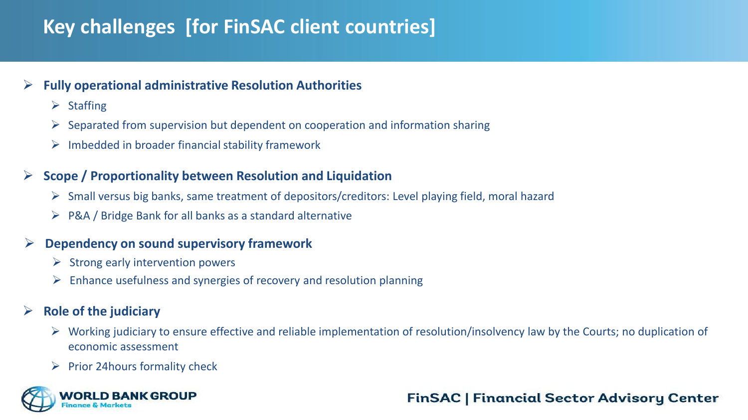# Key challenges [for FinSAC client countries]

- **Fully operational administrative Resolution Authorities**
  - Staffing
  - Separated from supervision but dependent on cooperation and information sharing
  - Imbedded in broader financial stability framework
- **Scope / Proportionality between Resolution and Liquidation**
  - Small versus big banks, same treatment of depositors/creditors: Level playing field, moral hazard
  - P&A / Bridge Bank for all banks as a standard alternative
- **Dependency on sound supervisory framework**
  - Strong early intervention powers
  - Enhance usefulness and synergies of recovery and resolution planning
- **Role of the judiciary**
  - Working judiciary to ensure effective and reliable implementation of resolution/insolvency law by the Courts; no duplication of economic assessment
  - Prior 24hours formality check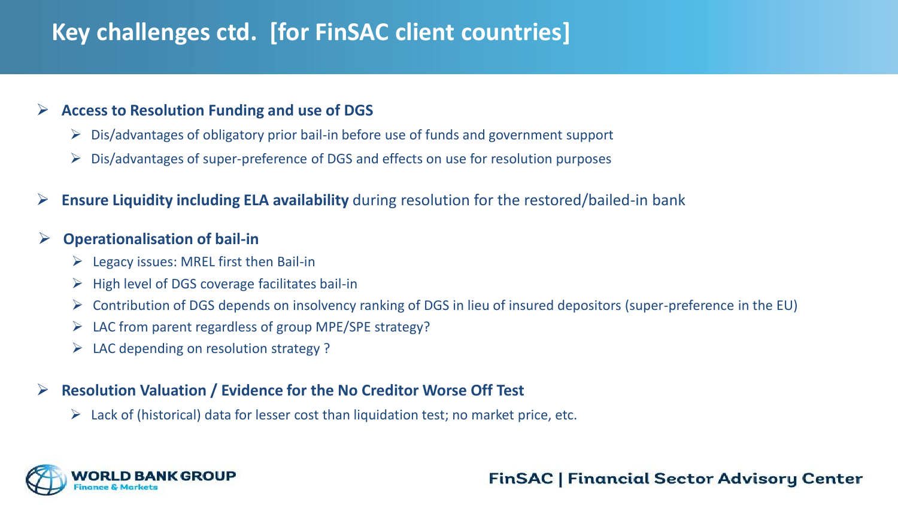# Key challenges ctd. [for FinSAC client countries]

- **Access to Resolution Funding and use of DGS**
  - Dis/advantages of obligatory prior bail-in before use of funds and government support
  - Dis/advantages of super-preference of DGS and effects on use for resolution purposes
- **Ensure Liquidity including ELA availability** during resolution for the restored/bailed-in bank
- **Operationalisation of bail-in**
  - Legacy issues: MREL first then Bail-in
  - High level of DGS coverage facilitates bail-in
  - Contribution of DGS depends on insolvency ranking of DGS in lieu of insured depositors (super-preference in the EU)
  - LAC from parent regardless of group MPE/SPE strategy?
  - LAC depending on resolution strategy ?
- **Resolution Valuation / Evidence for the No Creditor Worse Off Test**
  - Lack of (historical) data for lesser cost than liquidation test; no market price, etc.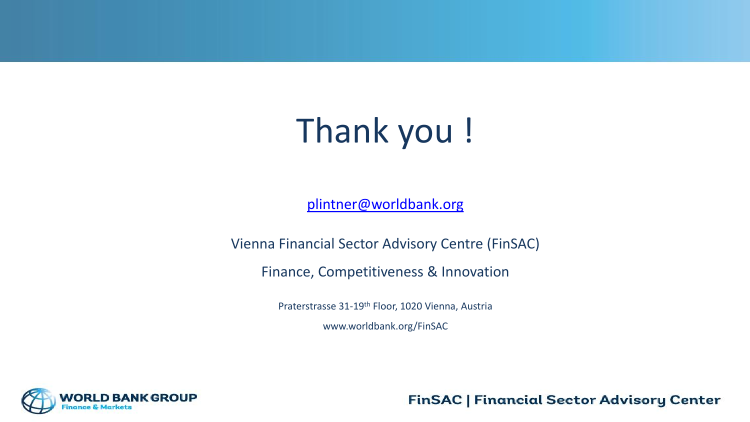# Thank you !

plintner@worldbank.org

Vienna Financial Sector Advisory Centre (FinSAC)

Finance, Competitiveness & Innovation

Praterstrasse 31-19th Floor, 1020 Vienna, Austria

www.worldbank.org/FinSAC

WORLD BANK GROUP
Finance & Markets

FinSAC | Financial Sector Advisory Center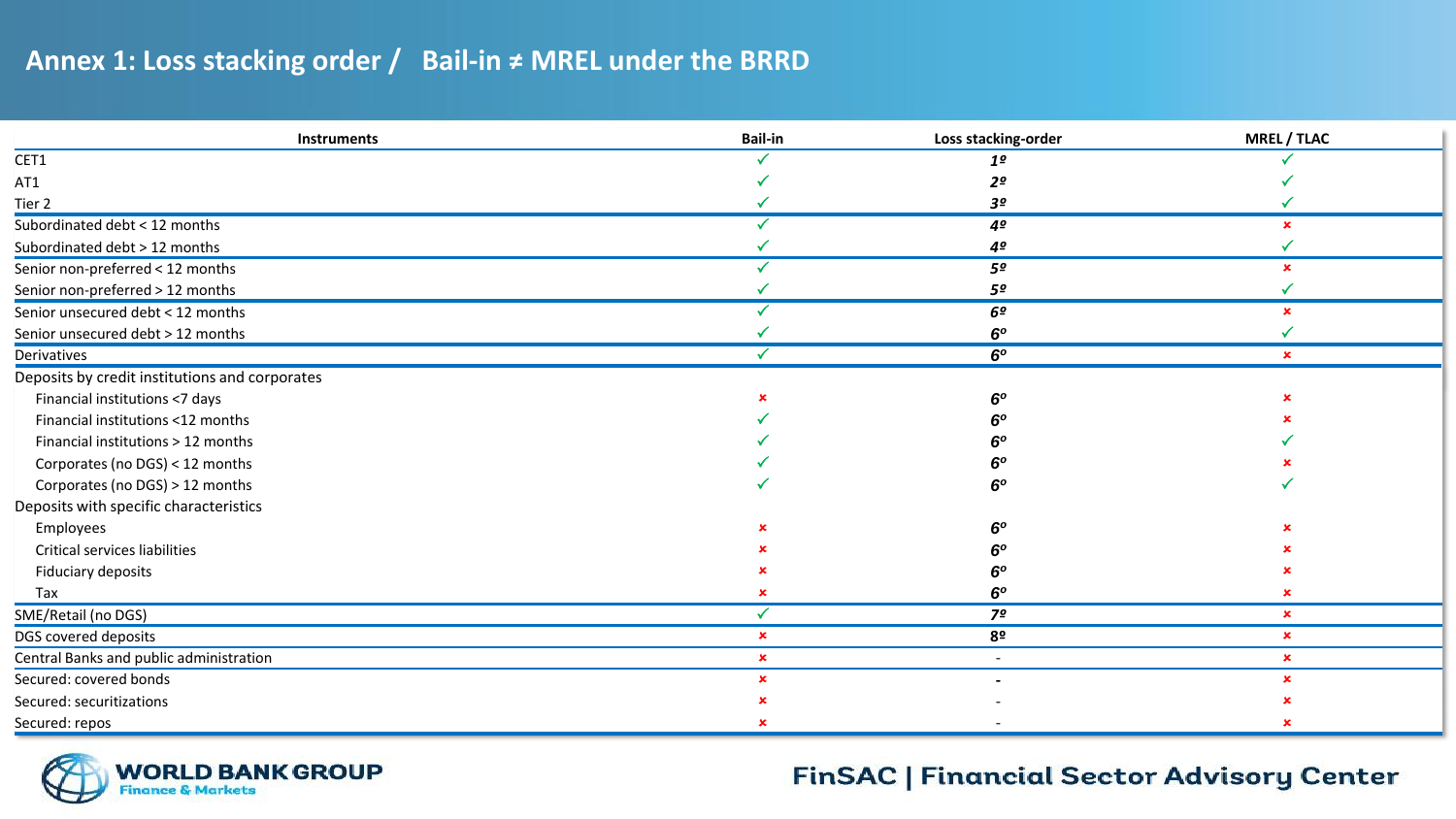# Annex 1: Loss stacking order / Bail-in ≠ MREL under the BRRD

| Instruments | Bail-in | Loss stacking-order | MREL / TLAC |
|---|---|---|---|
| CET1 | ✓ | *1º* | ✓ |
| AT1 | ✓ | *2º* | ✓ |
| Tier 2 | ✓ | *3º* | ✓ |
| Subordinated debt < 12 months | ✓ | *4º* | ✗ |
| Subordinated debt > 12 months | ✓ | *4º* | ✓ |
| Senior non-preferred < 12 months | ✓ | *5º* | ✗ |
| Senior non-preferred > 12 months | ✓ | *5º* | ✓ |
| Senior unsecured debt < 12 months | ✓ | *6º* | ✗ |
| Senior unsecured debt > 12 months | ✓ | *6º* | ✓ |
| Derivatives | ✓ | *6º* | ✗ |
| Deposits by credit institutions and corporates | | | |
| Financial institutions <7 days | ✗ | *6º* | ✗ |
| Financial institutions <12 months | ✓ | *6º* | ✗ |
| Financial institutions > 12 months | ✓ | *6º* | ✓ |
| Corporates (no DGS) < 12 months | ✓ | *6º* | ✗ |
| Corporates (no DGS) > 12 months | ✓ | *6º* | ✓ |
| Deposits with specific characteristics | | | |
| Employees | ✗ | *6º* | ✗ |
| Critical services liabilities | ✗ | *6º* | ✗ |
| Fiduciary deposits | ✗ | *6º* | ✗ |
| Tax | ✗ | *6º* | ✗ |
| SME/Retail (no DGS) | ✓ | *7º* | ✗ |
| DGS covered deposits | ✗ | *8º* | ✗ |
| Central Banks and public administration | ✗ | - | ✗ |
| Secured: covered bonds | ✗ | - | ✗ |
| Secured: securitizations | ✗ | - | ✗ |
| Secured: repos | ✗ | - | ✗ |

WORLD BANK GROUP Finance & Markets

FinSAC | Financial Sector Advisory Center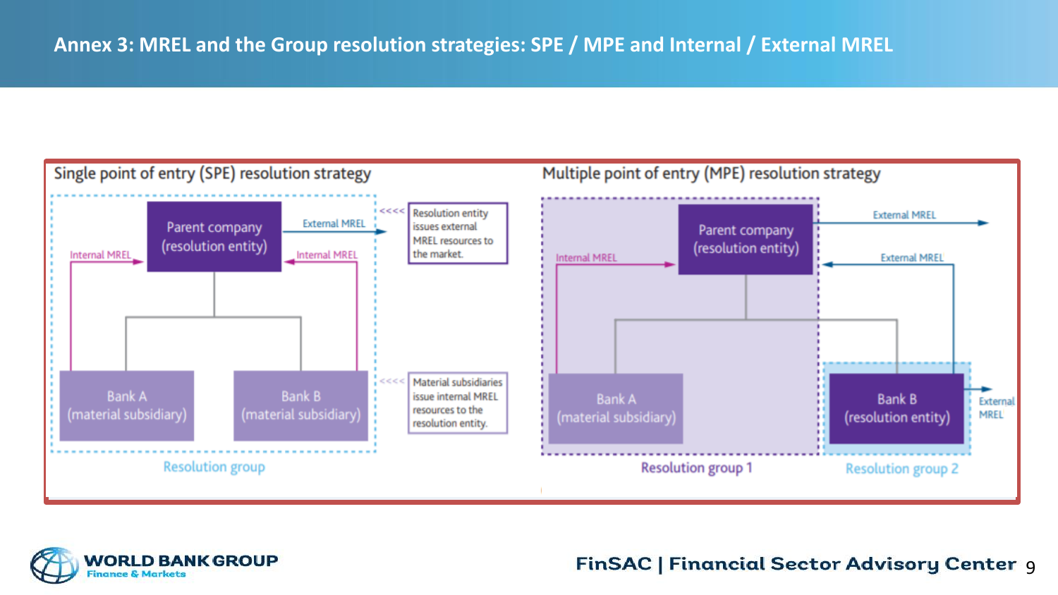# Annex 3: MREL and the Group resolution strategies: SPE / MPE and Internal / External MREL

**Single point of entry (SPE) resolution strategy**

Parent company (resolution entity)

External MREL

Internal MREL

Internal MREL

Bank A (material subsidiary)

Bank B (material subsidiary)

Resolution group

<<<< Resolution entity issues external MREL resources to the market.

<<<< Material subsidiaries issue internal MREL resources to the resolution entity.

**Multiple point of entry (MPE) resolution strategy**

Parent company (resolution entity)

External MREL

Internal MREL

External MREL

Bank A (material subsidiary)

Bank B (resolution entity)

External MREL

Resolution group 1

Resolution group 2